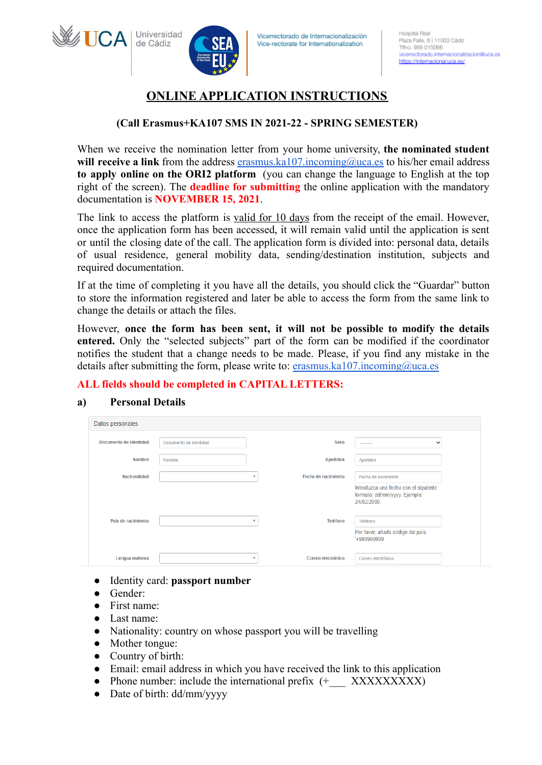Vicerrectorado de Internacionalización
Vice-rectorate for Internationalization

Hospital Real
Plaza Falla, 8 | 11003 Cádiz
Tlfno. 956 015066
vicerrectorado.internacionalizacion@uca.es
https://internacional.uca.es/

# ONLINE APPLICATION INSTRUCTIONS

**(Call Erasmus+KA107 SMS IN 2021-22 - SPRING SEMESTER)**

When we receive the nomination letter from your home university, **the nominated student will receive a link** from the address erasmus.ka107.incoming@uca.es to his/her email address **to apply online on the ORI2 platform** (you can change the language to English at the top right of the screen). The **deadline for submitting** the online application with the mandatory documentation is **NOVEMBER 15, 2021**.

The link to access the platform is valid for 10 days from the receipt of the email. However, once the application form has been accessed, it will remain valid until the application is sent or until the closing date of the call. The application form is divided into: personal data, details of usual residence, general mobility data, sending/destination institution, subjects and required documentation.

If at the time of completing it you have all the details, you should click the "Guardar" button to store the information registered and later be able to access the form from the same link to change the details or attach the files.

However, **once the form has been sent, it will not be possible to modify the details entered.** Only the "selected subjects" part of the form can be modified if the coordinator notifies the student that a change needs to be made. Please, if you find any mistake in the details after submitting the form, please write to: erasmus.ka107.incoming@uca.es

**ALL fields should be completed in CAPITAL LETTERS:**

**a) Personal Details**

Datos personales

| | | | |
|---|---|---|---|
| Documento de identidad | Documento de identidad | Sexo | --------- |
| Nombre | Nombre | Apellidos | Apellidos |
| Nacionalidad | | Fecha de nacimiento | Fecha de nacimiento<br>Introduzca una fecha con el siguiente formato: dd/mm/yyyy. Ejemplo: 24/02/2000. |
| País de nacimiento | | Teléfono | Teléfono<br>Por favor, añada código del país '+999999999' |
| Lengua materna | | Correo electrónico | Correo electrónico |

- Identity card: **passport number**
- Gender:
- First name:
- Last name:
- Nationality: country on whose passport you will be travelling
- Mother tongue:
- Country of birth:
- Email: email address in which you have received the link to this application
- Phone number: include the international prefix (+___ XXXXXXXXX)
- Date of birth: dd/mm/yyyy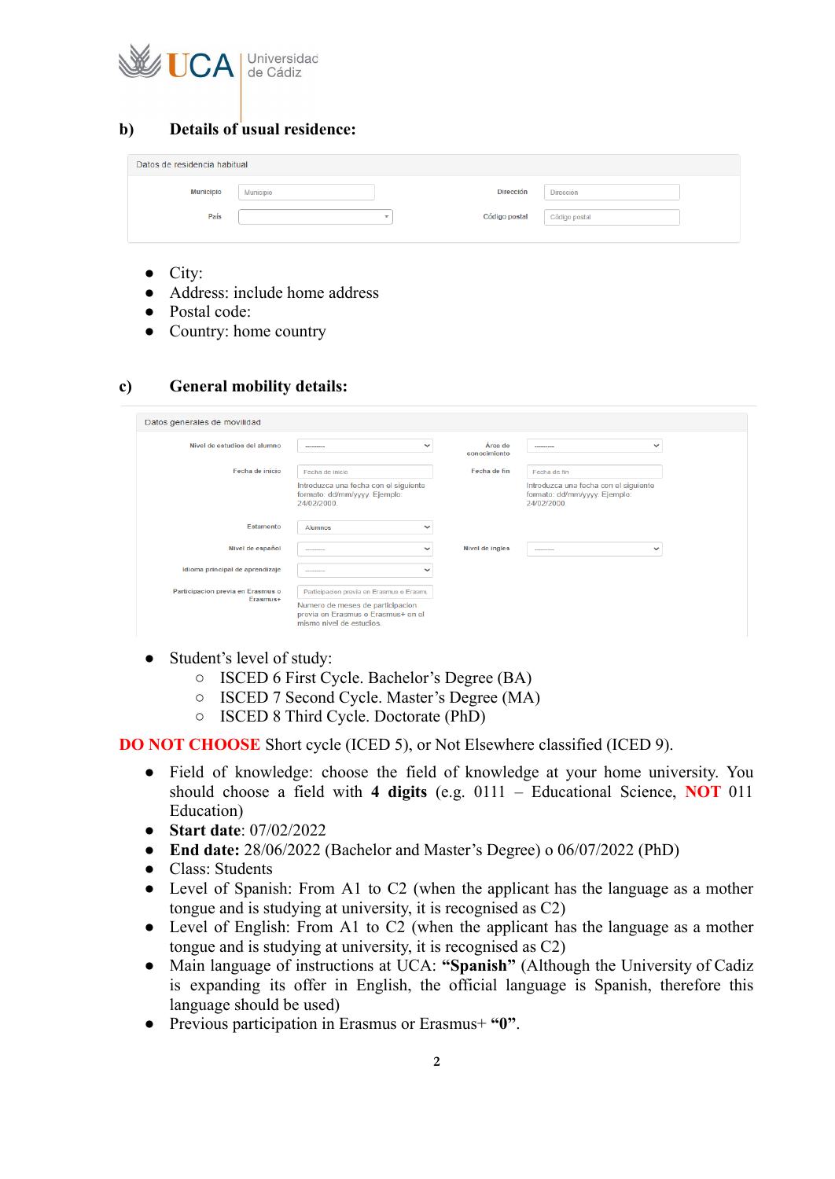## b) Details of usual residence:

Datos de residencia habitual

| | | | |
|---|---|---|---|
| Municipio | Municipio | Dirección | Dirección |
| País | | Código postal | Código postal |

- City:
- Address: include home address
- Postal code:
- Country: home country

## c) General mobility details:

Datos generales de movilidad

| | | | |
|---|---|---|---|
| Nivel de estudios del alumno | -------- | Área de conocimiento | -------- |
| Fecha de inicio | Fecha de inicio<br>Introduzca una fecha con el siguiente formato: dd/mm/yyyy. Ejemplo: 24/02/2000. | Fecha de fin | Fecha de fin<br>Introduzca una fecha con el siguiente formato: dd/mm/yyyy. Ejemplo: 24/02/2000. |
| Estamento | Alumnos | | |
| Nivel de español | -------- | Nivel de ingles | -------- |
| Idioma principal de aprendizaje | -------- | | |
| Participacion previa en Erasmus o Erasmus+ | Participacion previa en Erasmus o Erasmu<br>Numero de meses de participacion previa en Erasmus o Erasmus+ en el mismo nivel de estudios. | | |

- Student's level of study:
  - ISCED 6 First Cycle. Bachelor's Degree (BA)
  - ISCED 7 Second Cycle. Master's Degree (MA)
  - ISCED 8 Third Cycle. Doctorate (PhD)

**DO NOT CHOOSE** Short cycle (ICED 5), or Not Elsewhere classified (ICED 9).

- Field of knowledge: choose the field of knowledge at your home university. You should choose a field with **4 digits** (e.g. 0111 – Educational Science, **NOT** 011 Education)
- **Start date**: 07/02/2022
- **End date:** 28/06/2022 (Bachelor and Master's Degree) o 06/07/2022 (PhD)
- Class: Students
- Level of Spanish: From A1 to C2 (when the applicant has the language as a mother tongue and is studying at university, it is recognised as C2)
- Level of English: From A1 to C2 (when the applicant has the language as a mother tongue and is studying at university, it is recognised as C2)
- Main language of instructions at UCA: **"Spanish"** (Although the University of Cadiz is expanding its offer in English, the official language is Spanish, therefore this language should be used)
- Previous participation in Erasmus or Erasmus+ **"0"**.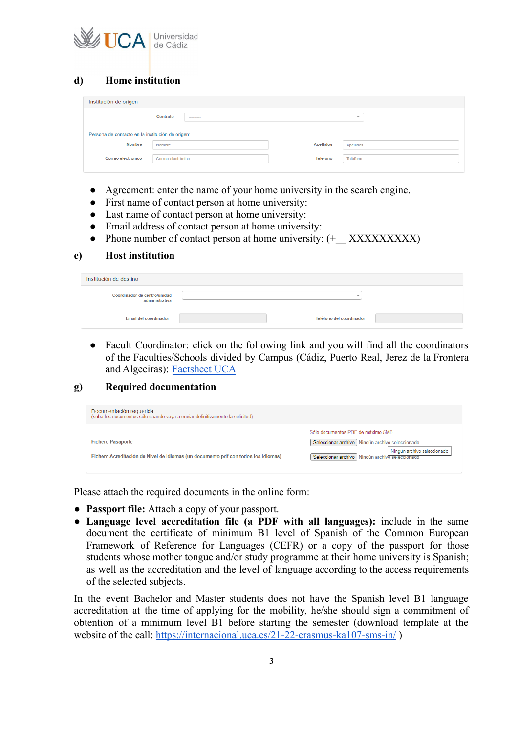## d) Home institution

Institución de origen

| | | | |
|---|---|---|---|
| | Contrato | ------ | |
| Persona de contacto en la institución de origen | | | |
| Nombre | Nombre | Apellidos | Apellidos |
| Correo electrónico | Correo electrónico | Teléfono | Teléfono |

- Agreement: enter the name of your home university in the search engine.
- First name of contact person at home university:
- Last name of contact person at home university:
- Email address of contact person at home university:
- Phone number of contact person at home university: (+__ XXXXXXXXX)

## e) Host institution

Institución de destino

| | | | |
|---|---|---|---|
| Coordinador de centro/unidad administrativa | | | |
| Email del coordinador | | Teléfono del coordinador | |

- Facult Coordinator: click on the following link and you will find all the coordinators of the Faculties/Schools divided by Campus (Cádiz, Puerto Real, Jerez de la Frontera and Algeciras): [Factsheet UCA]

## g) Required documentation

Documentación requerida
(suba los documentos sólo cuando vaya a enviar definitivamente la solicitud)

| | Sólo documentos PDF de máximo 5MB |
|---|---|
| Fichero Pasaporte | Seleccionar archivo Ningún archivo seleccionado |
| Fichero Acreditación de Nivel de Idiomas (un documento pdf con todos los idiomas) | Seleccionar archivo Ningún archivo seleccionado |

Please attach the required documents in the online form:

- **Passport file:** Attach a copy of your passport.
- **Language level accreditation file (a PDF with all languages):** include in the same document the certificate of minimum B1 level of Spanish of the Common European Framework of Reference for Languages (CEFR) or a copy of the passport for those students whose mother tongue and/or study programme at their home university is Spanish; as well as the accreditation and the level of language according to the access requirements of the selected subjects.

In the event Bachelor and Master students does not have the Spanish level B1 language accreditation at the time of applying for the mobility, he/she should sign a commitment of obtention of a minimum level B1 before starting the semester (download template at the website of the call: https://internacional.uca.es/21-22-erasmus-ka107-sms-in/ )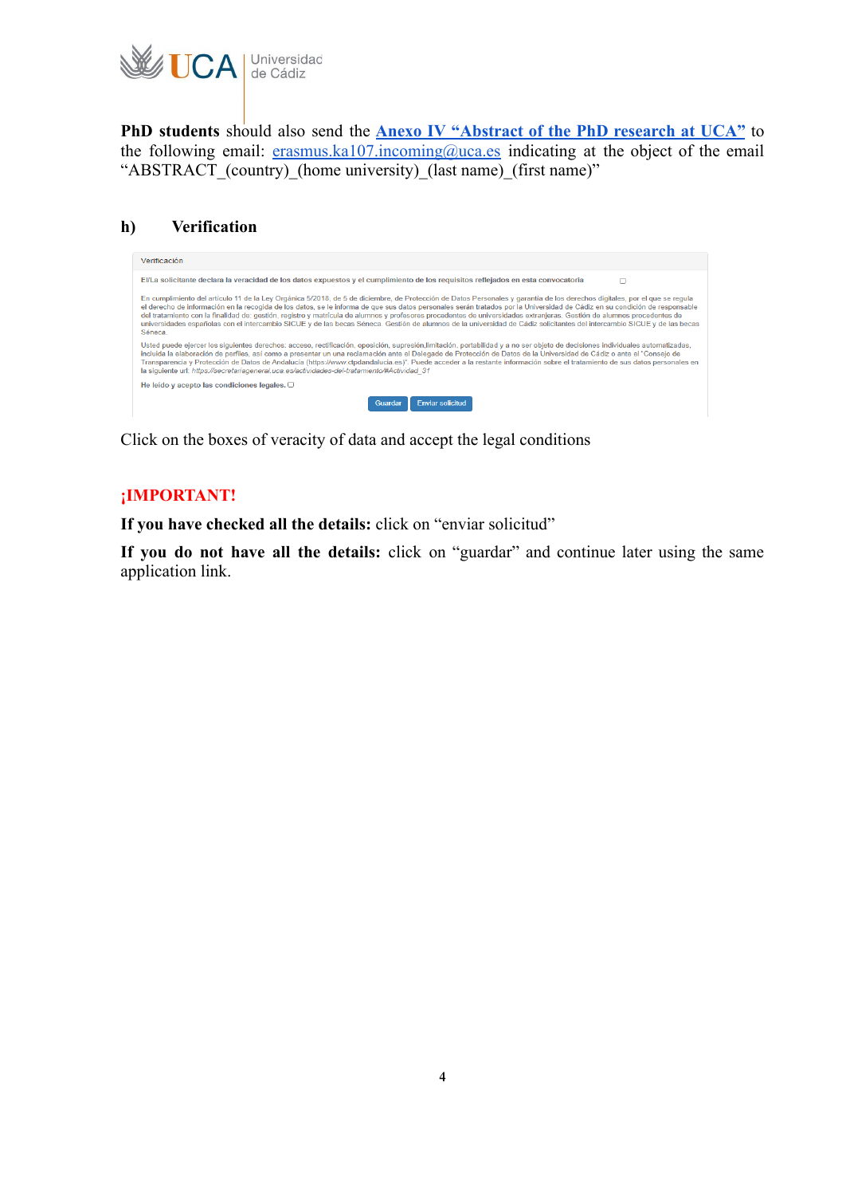**PhD students** should also send the **Anexo IV "Abstract of the PhD research at UCA"** to the following email: erasmus.ka107.incoming@uca.es indicating at the object of the email "ABSTRACT_(country)_(home university)_(last name)_(first name)"

## h) Verification

Verificación

**El/La solicitante declara la veracidad de los datos expuestos y el cumplimiento de los requisitos reflejados en esta convocatoria** ☐

En cumplimiento del artículo 11 de la Ley Orgánica 5/2018, de 5 de diciembre, de Protección de Datos Personales y garantía de los derechos digitales, por el que se regula el derecho de información en la recogida de los datos, se le informa de que sus datos personales serán tratados por la Universidad de Cádiz en su condición de responsable del tratamiento con la finalidad de: gestión, registro y matrícula de alumnos y profesores procedentes de universidades extranjeras. Gestión de alumnos procedentes de universidades españolas con el intercambio SICUE y de las becas Séneca. Gestión de alumnos de la universidad de Cádiz solicitantes del intercambio SICUE y de las becas Séneca.

Usted puede ejercer los siguientes derechos: acceso, rectificación, oposición, supresión,limitación, portabilidad y a no ser objeto de decisiones individuales automatizadas, incluida la elaboración de perfiles, así como a presentar un una reclamación ante el Delegado de Protección de Datos de la Universidad de Cádiz o ante el "Consejo de Transparencia y Protección de Datos de Andalucía (https://www.ctpdandalucia.es)". Puede acceder a la restante información sobre el tratamiento de sus datos personales en la siguiente url: *https://secretariageneral.uca.es/actividades-del-tratamiento/#Actividad_31*

**He leído y acepto las condiciones legales.** ☐

Guardar | Enviar solicitud

Click on the boxes of veracity of data and accept the legal conditions

**¡IMPORTANT!**

**If you have checked all the details:** click on "enviar solicitud"

**If you do not have all the details:** click on "guardar" and continue later using the same application link.